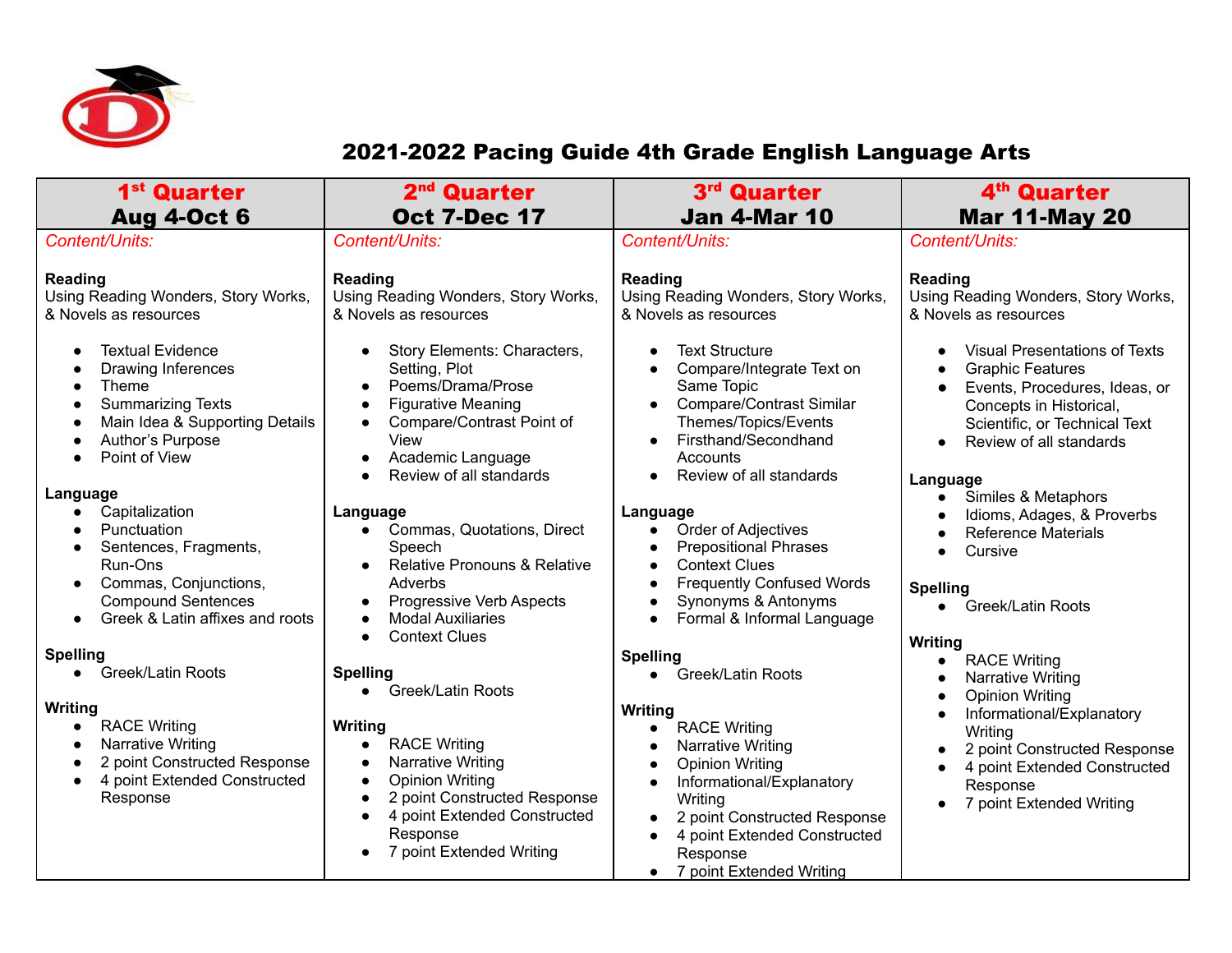# 2021-2022 Pacing Guide 4th Grade English Language Arts

| 1st Quarter Aug 4-Oct 6 | 2nd Quarter Oct 7-Dec 17 | 3rd Quarter Jan 4-Mar 10 | 4th Quarter Mar 11-May 20 |
|---|---|---|---|
| *Content/Units:*<br><br>**Reading**<br>Using Reading Wonders, Story Works, & Novels as resources<br><br>• Textual Evidence<br>• Drawing Inferences<br>• Theme<br>• Summarizing Texts<br>• Main Idea & Supporting Details<br>• Author's Purpose<br>• Point of View<br><br>**Language**<br>• Capitalization<br>• Punctuation<br>• Sentences, Fragments, Run-Ons<br>• Commas, Conjunctions, Compound Sentences<br>• Greek & Latin affixes and roots<br><br>**Spelling**<br>• Greek/Latin Roots<br><br>**Writing**<br>• RACE Writing<br>• Narrative Writing<br>• 2 point Constructed Response<br>• 4 point Extended Constructed Response | *Content/Units:*<br><br>**Reading**<br>Using Reading Wonders, Story Works, & Novels as resources<br><br>• Story Elements: Characters, Setting, Plot<br>• Poems/Drama/Prose<br>• Figurative Meaning<br>• Compare/Contrast Point of View<br>• Academic Language<br>• Review of all standards<br><br>**Language**<br>• Commas, Quotations, Direct Speech<br>• Relative Pronouns & Relative Adverbs<br>• Progressive Verb Aspects<br>• Modal Auxiliaries<br>• Context Clues<br><br>**Spelling**<br>• Greek/Latin Roots<br><br>**Writing**<br>• RACE Writing<br>• Narrative Writing<br>• Opinion Writing<br>• 2 point Constructed Response<br>• 4 point Extended Constructed Response<br>• 7 point Extended Writing | *Content/Units:*<br><br>**Reading**<br>Using Reading Wonders, Story Works, & Novels as resources<br><br>• Text Structure<br>• Compare/Integrate Text on Same Topic<br>• Compare/Contrast Similar Themes/Topics/Events<br>• Firsthand/Secondhand Accounts<br>• Review of all standards<br><br>**Language**<br>• Order of Adjectives<br>• Prepositional Phrases<br>• Context Clues<br>• Frequently Confused Words<br>• Synonyms & Antonyms<br>• Formal & Informal Language<br><br>**Spelling**<br>• Greek/Latin Roots<br><br>**Writing**<br>• RACE Writing<br>• Narrative Writing<br>• Opinion Writing<br>• Informational/Explanatory Writing<br>• 2 point Constructed Response<br>• 4 point Extended Constructed Response<br>• 7 point Extended Writing | *Content/Units:*<br><br>**Reading**<br>Using Reading Wonders, Story Works, & Novels as resources<br><br>• Visual Presentations of Texts<br>• Graphic Features<br>• Events, Procedures, Ideas, or Concepts in Historical, Scientific, or Technical Text<br>• Review of all standards<br><br>**Language**<br>• Similes & Metaphors<br>• Idioms, Adages, & Proverbs<br>• Reference Materials<br>• Cursive<br><br>**Spelling**<br>• Greek/Latin Roots<br><br>**Writing**<br>• RACE Writing<br>• Narrative Writing<br>• Opinion Writing<br>• Informational/Explanatory Writing<br>• 2 point Constructed Response<br>• 4 point Extended Constructed Response<br>• 7 point Extended Writing |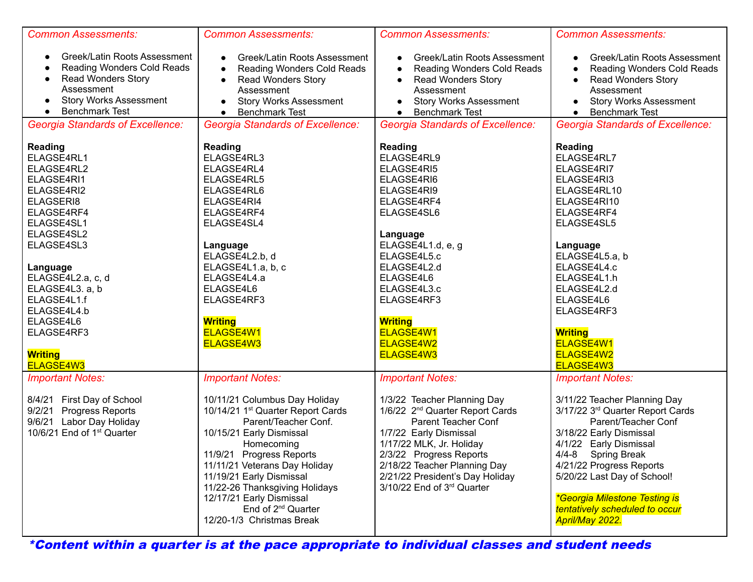| | | | |
|---|---|---|---|
| *Common Assessments:*<br>• Greek/Latin Roots Assessment<br>• Reading Wonders Cold Reads<br>• Read Wonders Story Assessment<br>• Story Works Assessment<br>• Benchmark Test | *Common Assessments:*<br>• Greek/Latin Roots Assessment<br>• Reading Wonders Cold Reads<br>• Read Wonders Story Assessment<br>• Story Works Assessment<br>• Benchmark Test | *Common Assessments:*<br>• Greek/Latin Roots Assessment<br>• Reading Wonders Cold Reads<br>• Read Wonders Story Assessment<br>• Story Works Assessment<br>• Benchmark Test | *Common Assessments:*<br>• Greek/Latin Roots Assessment<br>• Reading Wonders Cold Reads<br>• Read Wonders Story Assessment<br>• Story Works Assessment<br>• Benchmark Test |
| *Georgia Standards of Excellence:*<br><br>**Reading**<br>ELAGSE4RL1<br>ELAGSE4RL2<br>ELAGSE4RI1<br>ELAGSE4RI2<br>ELAGSERI8<br>ELAGSE4RF4<br>ELAGSE4SL1<br>ELAGSE4SL2<br>ELAGSE4SL3<br><br>**Language**<br>ELAGSE4L2.a, c, d<br>ELAGSE4L3. a, b<br>ELAGSE4L1.f<br>ELAGSE4L4.b<br>ELAGSE4L6<br>ELAGSE4RF3<br><br>**Writing**<br>ELAGSE4W3 | *Georgia Standards of Excellence:*<br><br>**Reading**<br>ELAGSE4RL3<br>ELAGSE4RL4<br>ELAGSE4RL5<br>ELAGSE4RL6<br>ELAGSE4RI4<br>ELAGSE4RF4<br>ELAGSE4SL4<br><br>**Language**<br>ELAGSE4L2.b, d<br>ELAGSE4L1.a, b, c<br>ELAGSE4L4.a<br>ELAGSE4L6<br>ELAGSE4RF3<br><br>**Writing**<br>ELAGSE4W1<br>ELAGSE4W3 | *Georgia Standards of Excellence:*<br><br>**Reading**<br>ELAGSE4RL9<br>ELAGSE4RI5<br>ELAGSE4RI6<br>ELAGSE4RI9<br>ELAGSE4RF4<br>ELAGSE4SL6<br><br>**Language**<br>ELAGSE4L1.d, e, g<br>ELAGSE4L5.c<br>ELAGSE4L2.d<br>ELAGSE4L6<br>ELAGSE4L3.c<br>ELAGSE4RF3<br><br>**Writing**<br>ELAGSE4W1<br>ELAGSE4W2<br>ELAGSE4W3 | *Georgia Standards of Excellence:*<br><br>**Reading**<br>ELAGSE4RL7<br>ELAGSE4RI7<br>ELAGSE4RI3<br>ELAGSE4RL10<br>ELAGSE4RI10<br>ELAGSE4RF4<br>ELAGSE4SL5<br><br>**Language**<br>ELAGSE4L5.a, b<br>ELAGSE4L4.c<br>ELAGSE4L1.h<br>ELAGSE4L2.d<br>ELAGSE4L6<br>ELAGSE4RF3<br><br>**Writing**<br>ELAGSE4W1<br>ELAGSE4W2<br>ELAGSE4W3 |
| *Important Notes:*<br><br>8/4/21 First Day of School<br>9/2/21 Progress Reports<br>9/6/21 Labor Day Holiday<br>10/6/21 End of 1st Quarter | *Important Notes:*<br><br>10/11/21 Columbus Day Holiday<br>10/14/21 1st Quarter Report Cards Parent/Teacher Conf.<br>10/15/21 Early Dismissal Homecoming<br>11/9/21 Progress Reports<br>11/11/21 Veterans Day Holiday<br>11/19/21 Early Dismissal<br>11/22-26 Thanksgiving Holidays<br>12/17/21 Early Dismissal End of 2nd Quarter<br>12/20-1/3 Christmas Break | *Important Notes:*<br><br>1/3/22 Teacher Planning Day<br>1/6/22 2nd Quarter Report Cards Parent Teacher Conf<br>1/7/22 Early Dismissal<br>1/17/22 MLK, Jr. Holiday<br>2/3/22 Progress Reports<br>2/18/22 Teacher Planning Day<br>2/21/22 President's Day Holiday<br>3/10/22 End of 3rd Quarter | *Important Notes:*<br><br>3/11/22 Teacher Planning Day<br>3/17/22 3rd Quarter Report Cards Parent/Teacher Conf<br>3/18/22 Early Dismissal<br>4/1/22 Early Dismissal<br>4/4-8 Spring Break<br>4/21/22 Progress Reports<br>5/20/22 Last Day of School!<br><br>*\*Georgia Milestone Testing is tentatively scheduled to occur April/May 2022.* |

***\*Content within a quarter is at the pace appropriate to individual classes and student needs***